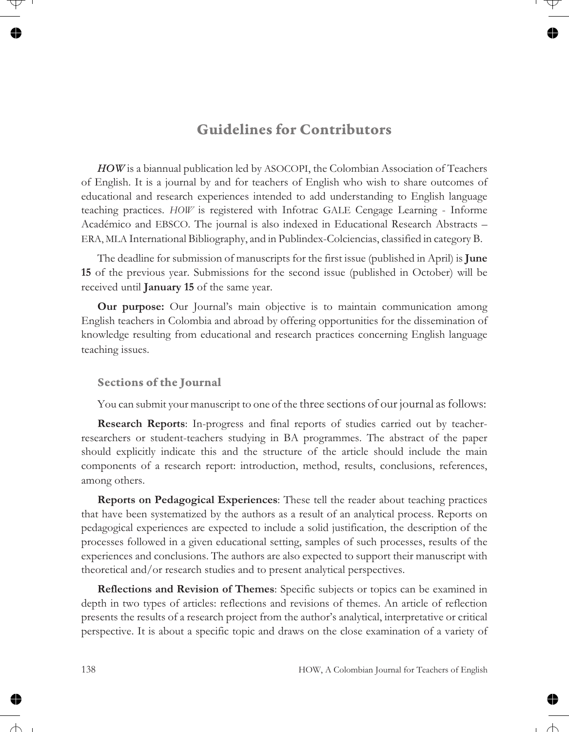# Guidelines for Contributors

***HOW*** is a biannual publication led by ASOCOPI, the Colombian Association of Teachers of English. It is a journal by and for teachers of English who wish to share outcomes of educational and research experiences intended to add understanding to English language teaching practices. *HOW* is registered with Infotrac GALE Cengage Learning - Informe Académico and EBSCO. The journal is also indexed in Educational Research Abstracts – ERA, MLA International Bibliography, and in Publindex-Colciencias, classified in category B.

The deadline for submission of manuscripts for the first issue (published in April) is **June 15** of the previous year. Submissions for the second issue (published in October) will be received until **January 15** of the same year.

**Our purpose:** Our Journal's main objective is to maintain communication among English teachers in Colombia and abroad by offering opportunities for the dissemination of knowledge resulting from educational and research practices concerning English language teaching issues.

## Sections of the Journal

You can submit your manuscript to one of the three sections of our journal as follows:

**Research Reports**: In-progress and final reports of studies carried out by teacher-researchers or student-teachers studying in BA programmes. The abstract of the paper should explicitly indicate this and the structure of the article should include the main components of a research report: introduction, method, results, conclusions, references, among others.

**Reports on Pedagogical Experiences**: These tell the reader about teaching practices that have been systematized by the authors as a result of an analytical process. Reports on pedagogical experiences are expected to include a solid justification, the description of the processes followed in a given educational setting, samples of such processes, results of the experiences and conclusions. The authors are also expected to support their manuscript with theoretical and/or research studies and to present analytical perspectives.

**Reflections and Revision of Themes**: Specific subjects or topics can be examined in depth in two types of articles: reflections and revisions of themes. An article of reflection presents the results of a research project from the author's analytical, interpretative or critical perspective. It is about a specific topic and draws on the close examination of a variety of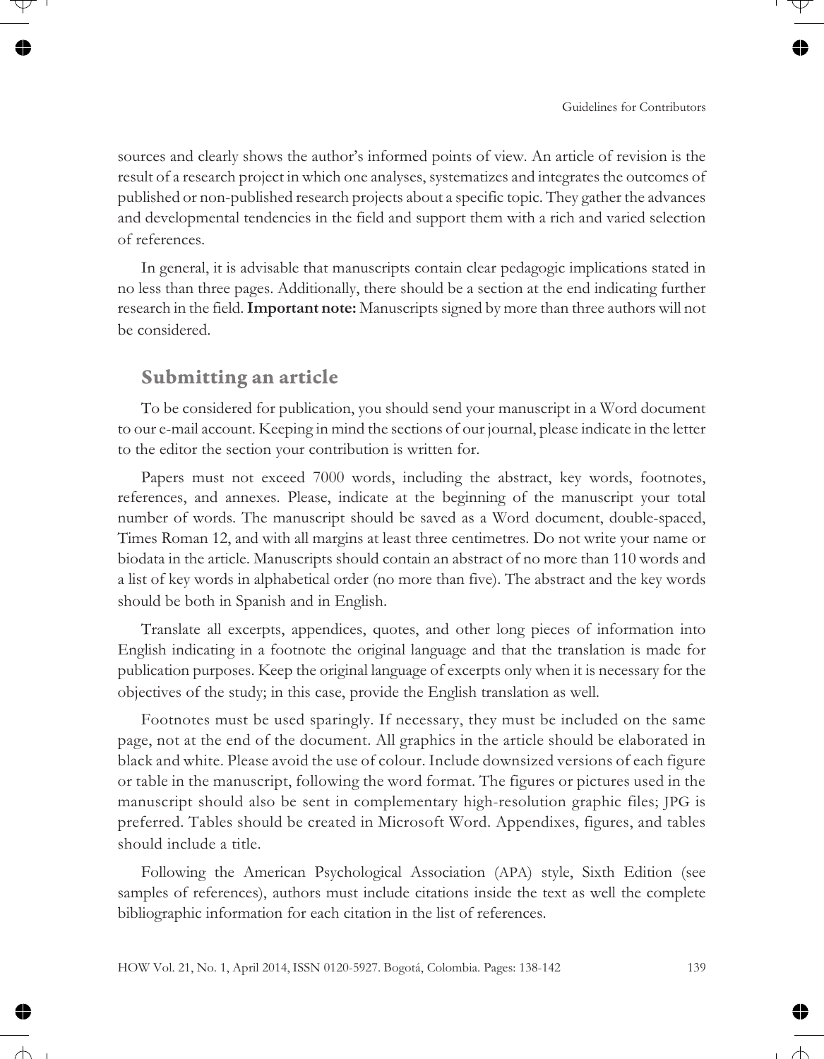sources and clearly shows the author's informed points of view. An article of revision is the result of a research project in which one analyses, systematizes and integrates the outcomes of published or non-published research projects about a specific topic. They gather the advances and developmental tendencies in the field and support them with a rich and varied selection of references.

In general, it is advisable that manuscripts contain clear pedagogic implications stated in no less than three pages. Additionally, there should be a section at the end indicating further research in the field. **Important note:** Manuscripts signed by more than three authors will not be considered.

## Submitting an article

To be considered for publication, you should send your manuscript in a Word document to our e-mail account. Keeping in mind the sections of our journal, please indicate in the letter to the editor the section your contribution is written for.

Papers must not exceed 7000 words, including the abstract, key words, footnotes, references, and annexes. Please, indicate at the beginning of the manuscript your total number of words. The manuscript should be saved as a Word document, double-spaced, Times Roman 12, and with all margins at least three centimetres. Do not write your name or biodata in the article. Manuscripts should contain an abstract of no more than 110 words and a list of key words in alphabetical order (no more than five). The abstract and the key words should be both in Spanish and in English.

Translate all excerpts, appendices, quotes, and other long pieces of information into English indicating in a footnote the original language and that the translation is made for publication purposes. Keep the original language of excerpts only when it is necessary for the objectives of the study; in this case, provide the English translation as well.

Footnotes must be used sparingly. If necessary, they must be included on the same page, not at the end of the document. All graphics in the article should be elaborated in black and white. Please avoid the use of colour. Include downsized versions of each figure or table in the manuscript, following the word format. The figures or pictures used in the manuscript should also be sent in complementary high-resolution graphic files; JPG is preferred. Tables should be created in Microsoft Word. Appendixes, figures, and tables should include a title.

Following the American Psychological Association (APA) style, Sixth Edition (see samples of references), authors must include citations inside the text as well the complete bibliographic information for each citation in the list of references.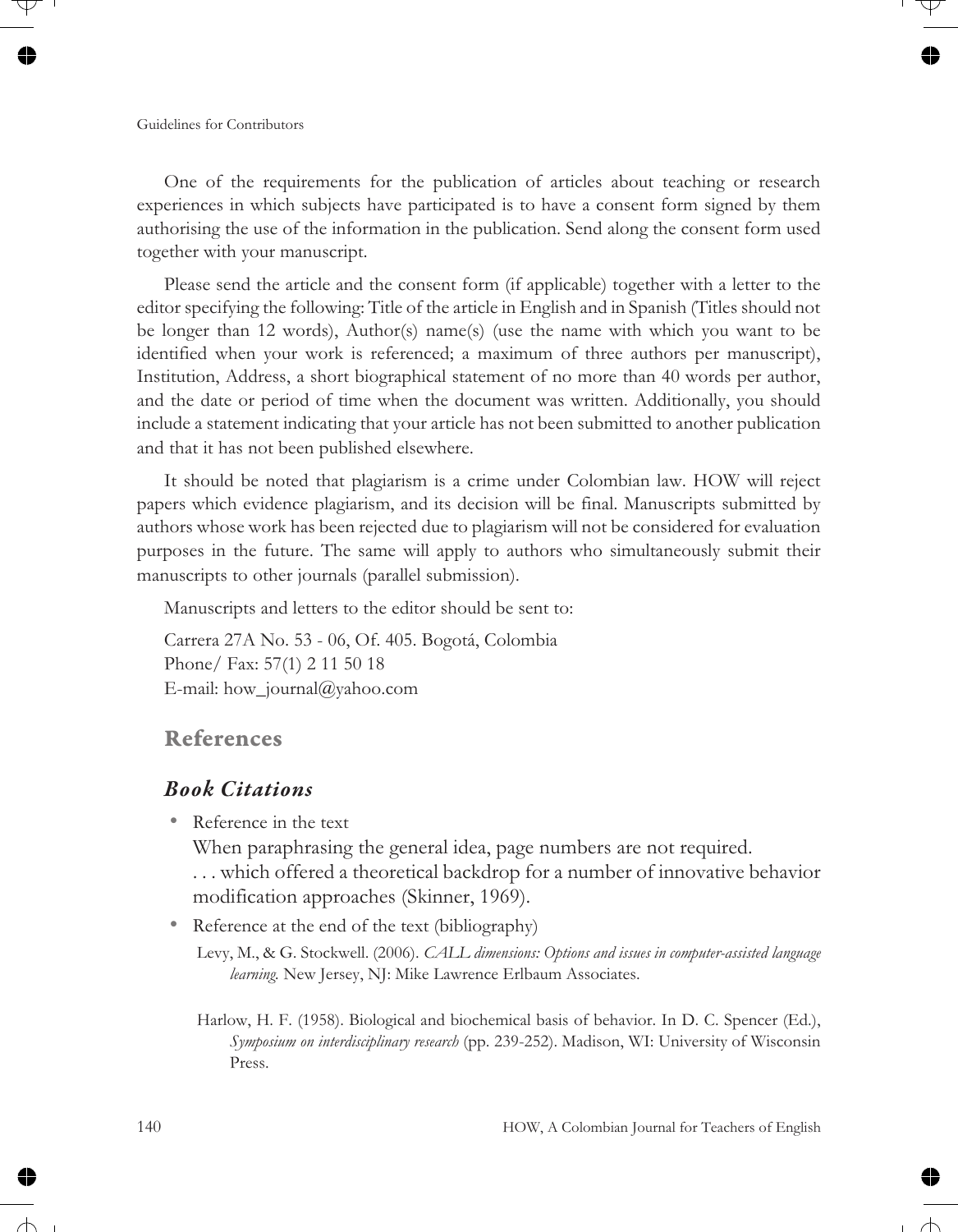One of the requirements for the publication of articles about teaching or research experiences in which subjects have participated is to have a consent form signed by them authorising the use of the information in the publication. Send along the consent form used together with your manuscript.

Please send the article and the consent form (if applicable) together with a letter to the editor specifying the following: Title of the article in English and in Spanish (Titles should not be longer than 12 words), Author(s) name(s) (use the name with which you want to be identified when your work is referenced; a maximum of three authors per manuscript), Institution, Address, a short biographical statement of no more than 40 words per author, and the date or period of time when the document was written. Additionally, you should include a statement indicating that your article has not been submitted to another publication and that it has not been published elsewhere.

It should be noted that plagiarism is a crime under Colombian law. HOW will reject papers which evidence plagiarism, and its decision will be final. Manuscripts submitted by authors whose work has been rejected due to plagiarism will not be considered for evaluation purposes in the future. The same will apply to authors who simultaneously submit their manuscripts to other journals (parallel submission).

Manuscripts and letters to the editor should be sent to:

Carrera 27A No. 53 - 06, Of. 405. Bogotá, Colombia
Phone/ Fax: 57(1) 2 11 50 18
E-mail: how_journal@yahoo.com

## References

### *Book Citations*

- Reference in the text

  When paraphrasing the general idea, page numbers are not required.

  . . . which offered a theoretical backdrop for a number of innovative behavior modification approaches (Skinner, 1969).

- Reference at the end of the text (bibliography)

  Levy, M., & G. Stockwell. (2006). *CALL dimensions: Options and issues in computer-assisted language learning.* New Jersey, NJ: Mike Lawrence Erlbaum Associates.

  Harlow, H. F. (1958). Biological and biochemical basis of behavior. In D. C. Spencer (Ed.), *Symposium on interdisciplinary research* (pp. 239-252). Madison, WI: University of Wisconsin Press.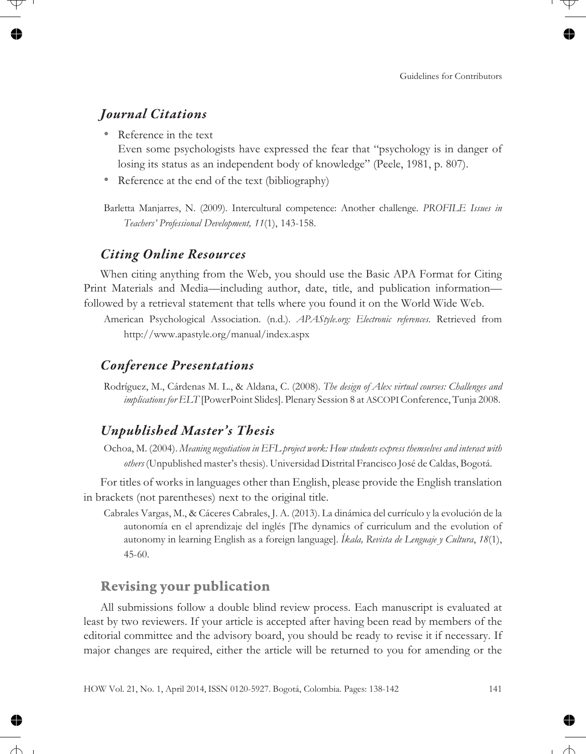### *Journal Citations*

- Reference in the text
  Even some psychologists have expressed the fear that "psychology is in danger of losing its status as an independent body of knowledge" (Peele, 1981, p. 807).
- Reference at the end of the text (bibliography)

Barletta Manjarres, N. (2009). Intercultural competence: Another challenge. *PROFILE Issues in Teachers' Professional Development, 11*(1), 143-158.

### *Citing Online Resources*

When citing anything from the Web, you should use the Basic APA Format for Citing Print Materials and Media—including author, date, title, and publication information—followed by a retrieval statement that tells where you found it on the World Wide Web.

American Psychological Association. (n.d.). *APAStyle.org: Electronic references.* Retrieved from http://www.apastyle.org/manual/index.aspx

### *Conference Presentations*

Rodríguez, M., Cárdenas M. L., & Aldana, C. (2008). *The design of Alex virtual courses: Challenges and implications for ELT* [PowerPoint Slides]. Plenary Session 8 at ASCOPI Conference, Tunja 2008.

### *Unpublished Master's Thesis*

Ochoa, M. (2004). *Meaning negotiation in EFL project work: How students express themselves and interact with others* (Unpublished master's thesis). Universidad Distrital Francisco José de Caldas, Bogotá.

For titles of works in languages other than English, please provide the English translation in brackets (not parentheses) next to the original title.

Cabrales Vargas, M., & Cáceres Cabrales, J. A. (2013). La dinámica del currículo y la evolución de la autonomía en el aprendizaje del inglés [The dynamics of curriculum and the evolution of autonomy in learning English as a foreign language]. *Íkala, Revista de Lenguaje y Cultura*, *18*(1), 45-60.

## Revising your publication

All submissions follow a double blind review process. Each manuscript is evaluated at least by two reviewers. If your article is accepted after having been read by members of the editorial committee and the advisory board, you should be ready to revise it if necessary. If major changes are required, either the article will be returned to you for amending or the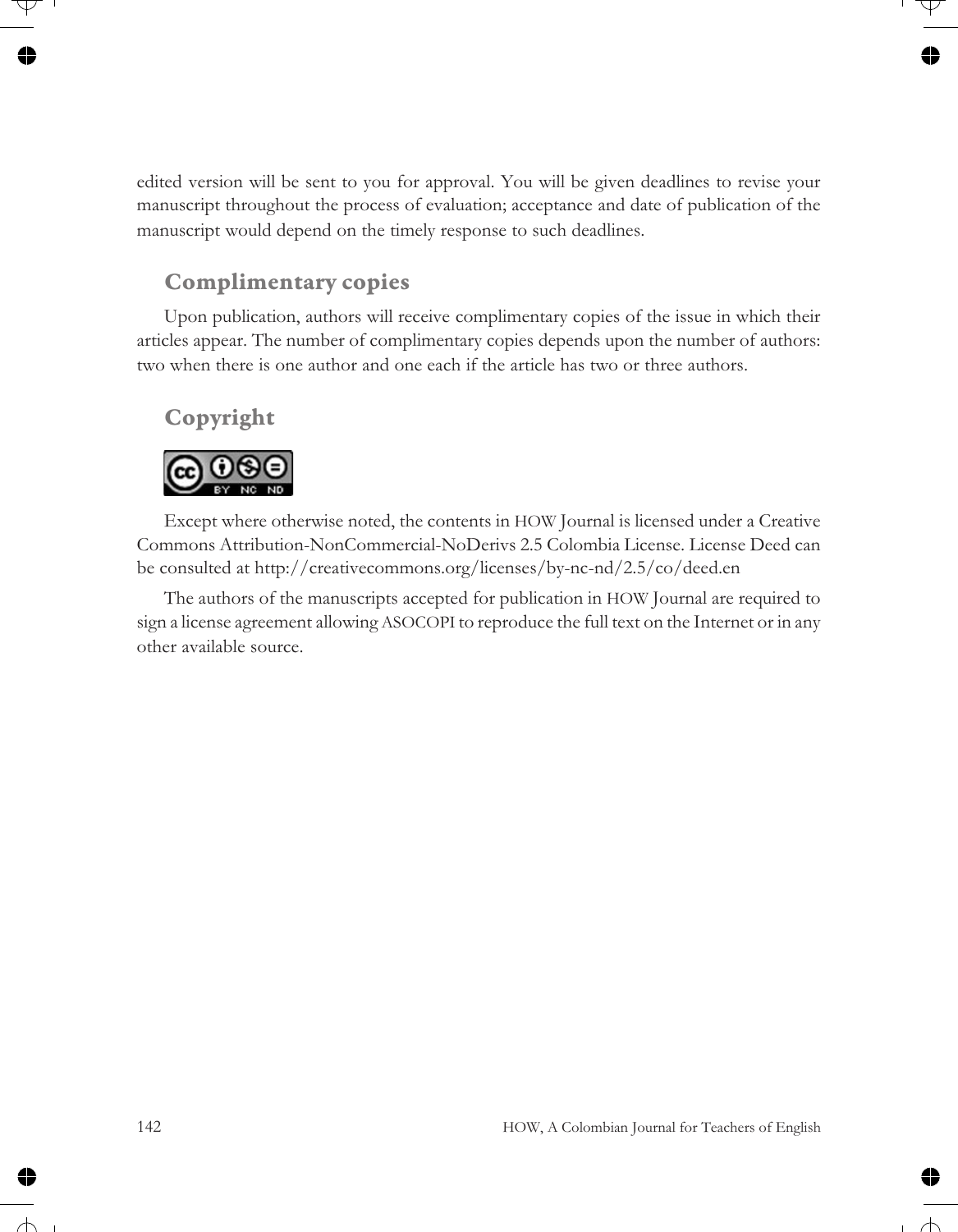edited version will be sent to you for approval. You will be given deadlines to revise your manuscript throughout the process of evaluation; acceptance and date of publication of the manuscript would depend on the timely response to such deadlines.

## Complimentary copies

Upon publication, authors will receive complimentary copies of the issue in which their articles appear. The number of complimentary copies depends upon the number of authors: two when there is one author and one each if the article has two or three authors.

## Copyright

Except where otherwise noted, the contents in HOW Journal is licensed under a Creative Commons Attribution-NonCommercial-NoDerivs 2.5 Colombia License. License Deed can be consulted at http://creativecommons.org/licenses/by-nc-nd/2.5/co/deed.en

The authors of the manuscripts accepted for publication in HOW Journal are required to sign a license agreement allowing ASOCOPI to reproduce the full text on the Internet or in any other available source.